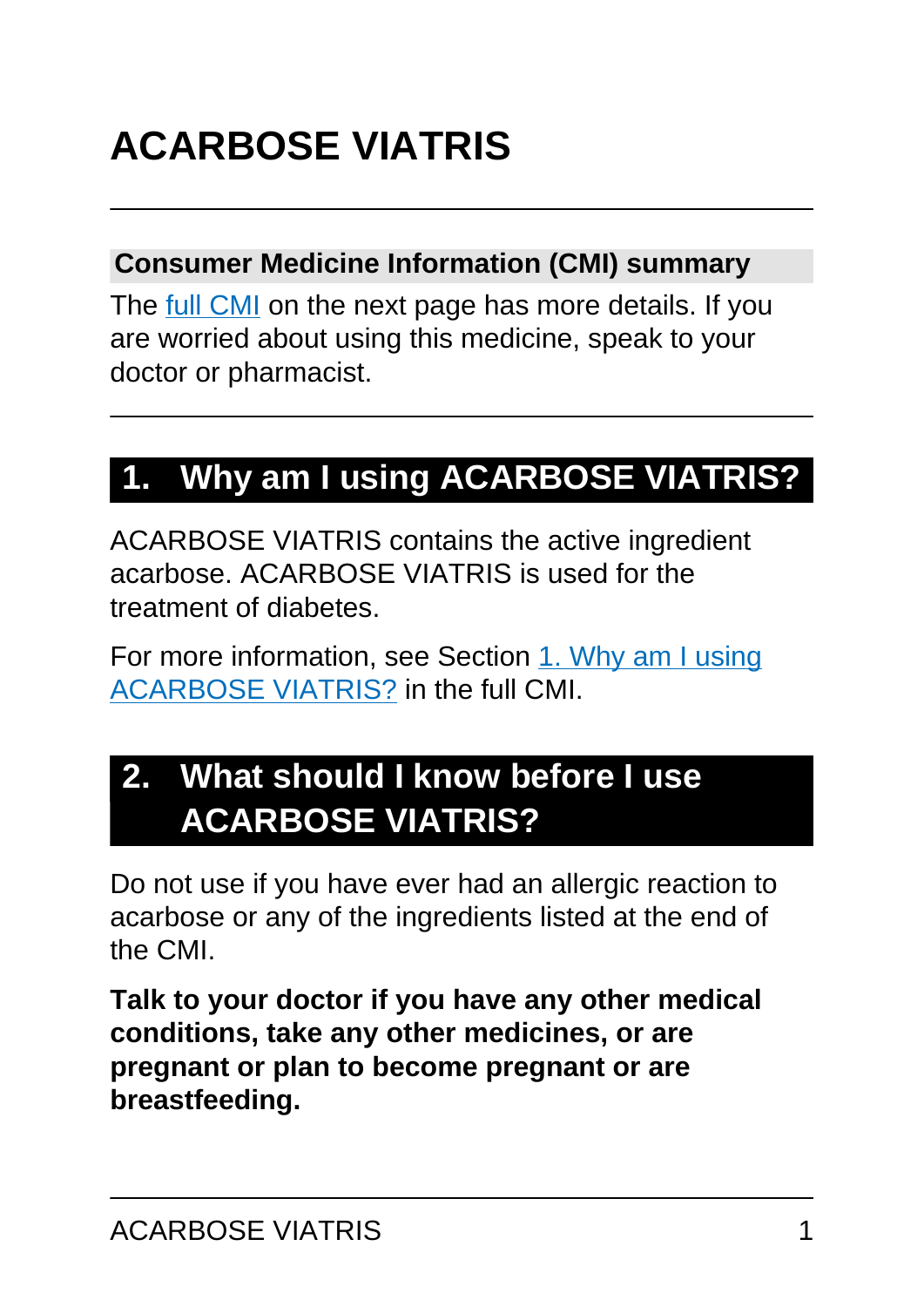# ACARBOSE VIATRIS

## Consumer Medicine Information (CMI) summary

The full CMI on the next page has more details. If you are worried about using this medicine, speak to your doctor or pharmacist.

## 1. Why am I using ACARBOSE VIATRIS?

ACARBOSE VIATRIS contains the active ingredient acarbose. ACARBOSE VIATRIS is used for the treatment of diabetes.

For more information, see Section 1. Why am I using ACARBOSE VIATRIS? in the full CMI.

## 2. What should I know before I use ACARBOSE VIATRIS?

Do not use if you have ever had an allergic reaction to acarbose or any of the ingredients listed at the end of the CMI.

**Talk to your doctor if you have any other medical conditions, take any other medicines, or are pregnant or plan to become pregnant or are breastfeeding.**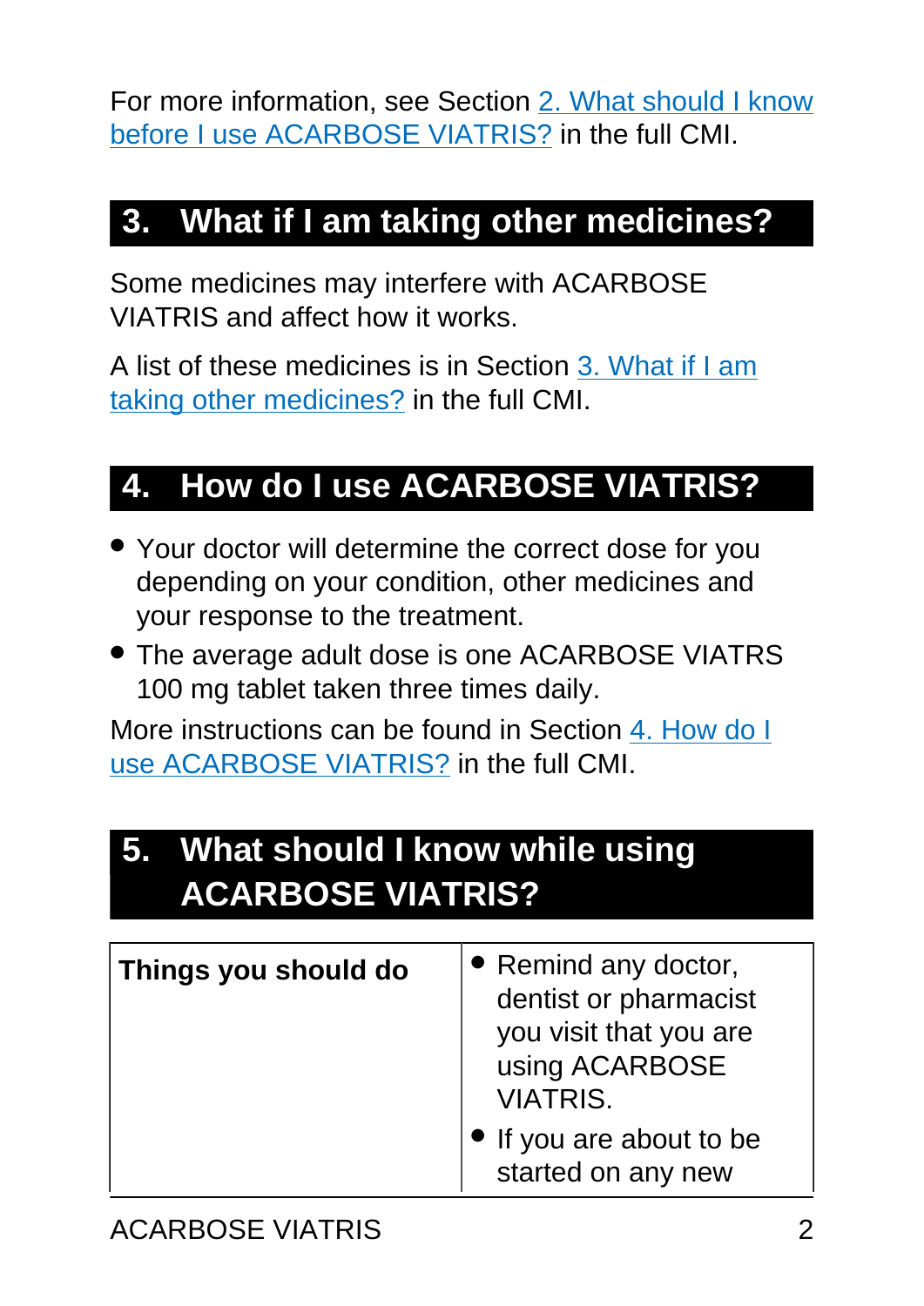For more information, see Section 2. What should I know before I use ACARBOSE VIATRIS? in the full CMI.

## 3. What if I am taking other medicines?

Some medicines may interfere with ACARBOSE VIATRIS and affect how it works.

A list of these medicines is in Section 3. What if I am taking other medicines? in the full CMI.

## 4. How do I use ACARBOSE VIATRIS?

- Your doctor will determine the correct dose for you depending on your condition, other medicines and your response to the treatment.
- The average adult dose is one ACARBOSE VIATRS 100 mg tablet taken three times daily.

More instructions can be found in Section 4. How do I use ACARBOSE VIATRIS? in the full CMI.

## 5. What should I know while using ACARBOSE VIATRIS?

| | |
|---|---|
| **Things you should do** | • Remind any doctor, dentist or pharmacist you visit that you are using ACARBOSE VIATRIS.<br>• If you are about to be started on any new |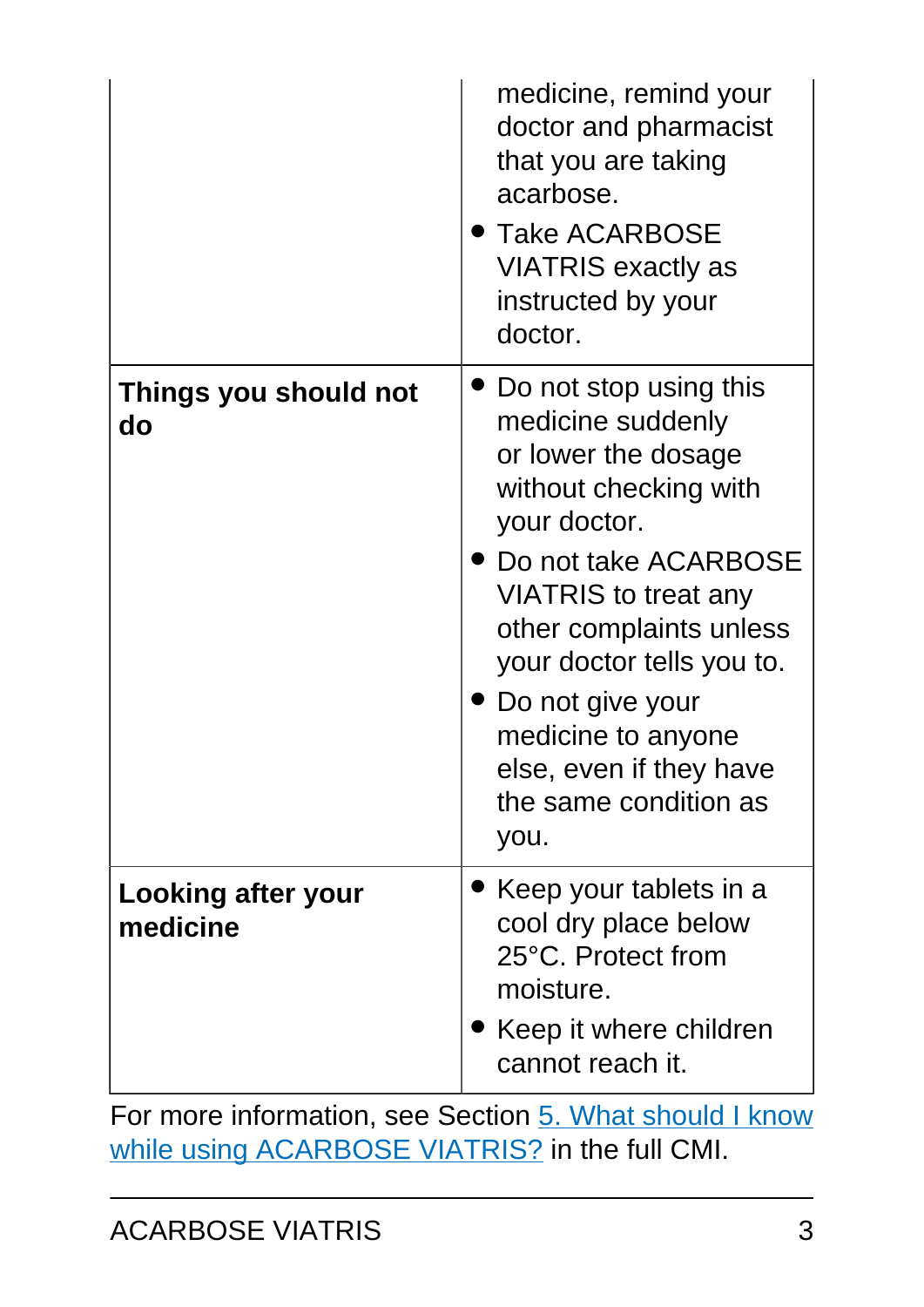| | |
|---|---|
| | medicine, remind your doctor and pharmacist that you are taking acarbose.<br>• Take ACARBOSE VIATRIS exactly as instructed by your doctor. |
| **Things you should not do** | • Do not stop using this medicine suddenly or lower the dosage without checking with your doctor.<br>• Do not take ACARBOSE VIATRIS to treat any other complaints unless your doctor tells you to.<br>• Do not give your medicine to anyone else, even if they have the same condition as you. |
| **Looking after your medicine** | • Keep your tablets in a cool dry place below 25°C. Protect from moisture.<br>• Keep it where children cannot reach it. |

For more information, see Section 5. What should I know while using ACARBOSE VIATRIS? in the full CMI.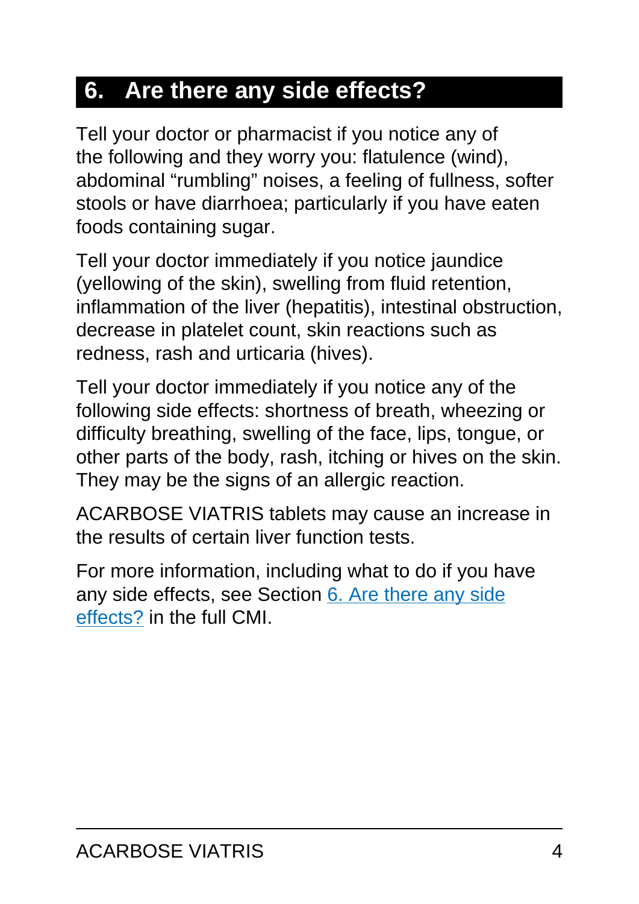## 6. Are there any side effects?

Tell your doctor or pharmacist if you notice any of the following and they worry you: flatulence (wind), abdominal “rumbling” noises, a feeling of fullness, softer stools or have diarrhoea; particularly if you have eaten foods containing sugar.

Tell your doctor immediately if you notice jaundice (yellowing of the skin), swelling from fluid retention, inflammation of the liver (hepatitis), intestinal obstruction, decrease in platelet count, skin reactions such as redness, rash and urticaria (hives).

Tell your doctor immediately if you notice any of the following side effects: shortness of breath, wheezing or difficulty breathing, swelling of the face, lips, tongue, or other parts of the body, rash, itching or hives on the skin. They may be the signs of an allergic reaction.

ACARBOSE VIATRIS tablets may cause an increase in the results of certain liver function tests.

For more information, including what to do if you have any side effects, see Section 6. Are there any side effects? in the full CMI.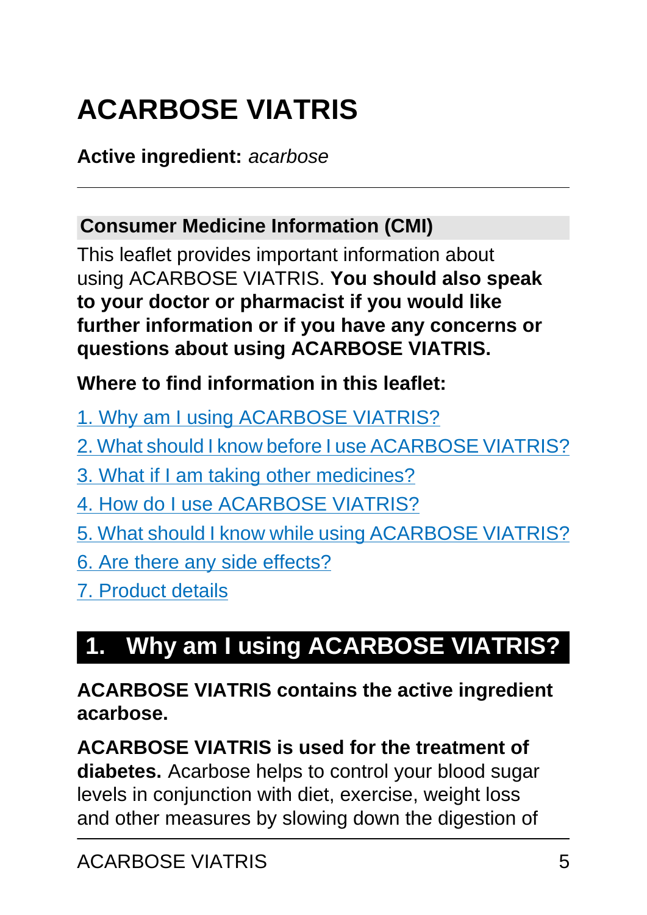# ACARBOSE VIATRIS

**Active ingredient:** *acarbose*

## Consumer Medicine Information (CMI)

This leaflet provides important information about using ACARBOSE VIATRIS. **You should also speak to your doctor or pharmacist if you would like further information or if you have any concerns or questions about using ACARBOSE VIATRIS.**

**Where to find information in this leaflet:**

1. Why am I using ACARBOSE VIATRIS?
2. What should I know before I use ACARBOSE VIATRIS?
3. What if I am taking other medicines?
4. How do I use ACARBOSE VIATRIS?
5. What should I know while using ACARBOSE VIATRIS?
6. Are there any side effects?
7. Product details

## 1. Why am I using ACARBOSE VIATRIS?

**ACARBOSE VIATRIS contains the active ingredient acarbose.**

**ACARBOSE VIATRIS is used for the treatment of diabetes.** Acarbose helps to control your blood sugar levels in conjunction with diet, exercise, weight loss and other measures by slowing down the digestion of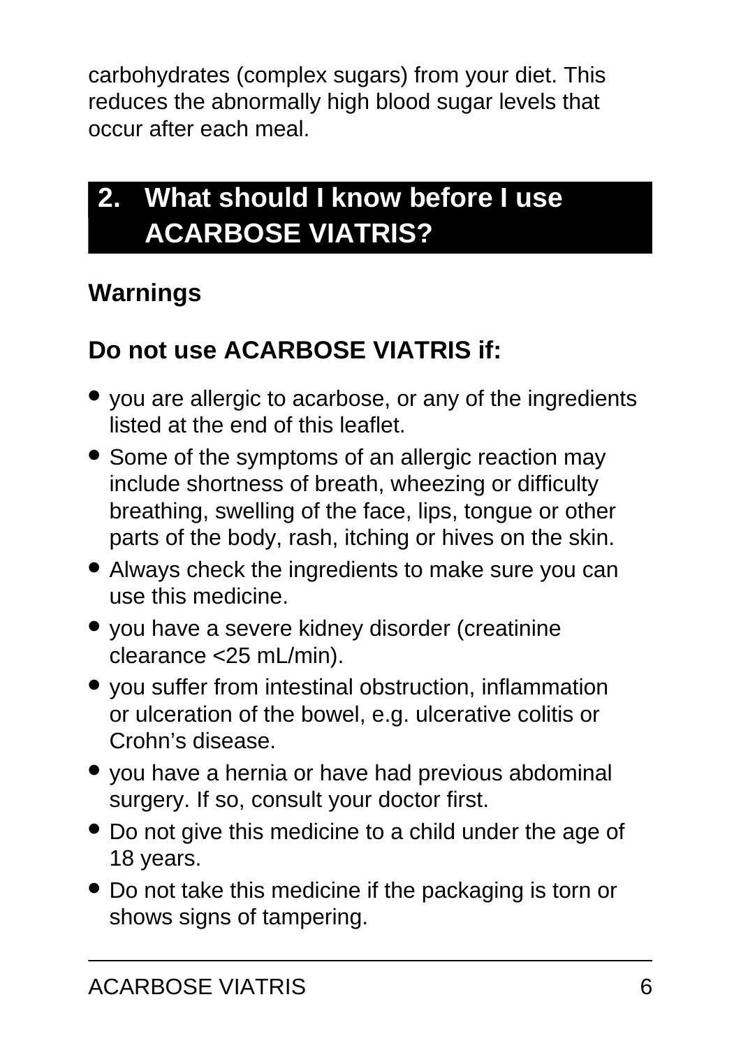carbohydrates (complex sugars) from your diet. This reduces the abnormally high blood sugar levels that occur after each meal.

## 2. What should I know before I use ACARBOSE VIATRIS?

### Warnings

### Do not use ACARBOSE VIATRIS if:

- you are allergic to acarbose, or any of the ingredients listed at the end of this leaflet.
- Some of the symptoms of an allergic reaction may include shortness of breath, wheezing or difficulty breathing, swelling of the face, lips, tongue or other parts of the body, rash, itching or hives on the skin.
- Always check the ingredients to make sure you can use this medicine.
- you have a severe kidney disorder (creatinine clearance <25 mL/min).
- you suffer from intestinal obstruction, inflammation or ulceration of the bowel, e.g. ulcerative colitis or Crohn's disease.
- you have a hernia or have had previous abdominal surgery. If so, consult your doctor first.
- Do not give this medicine to a child under the age of 18 years.
- Do not take this medicine if the packaging is torn or shows signs of tampering.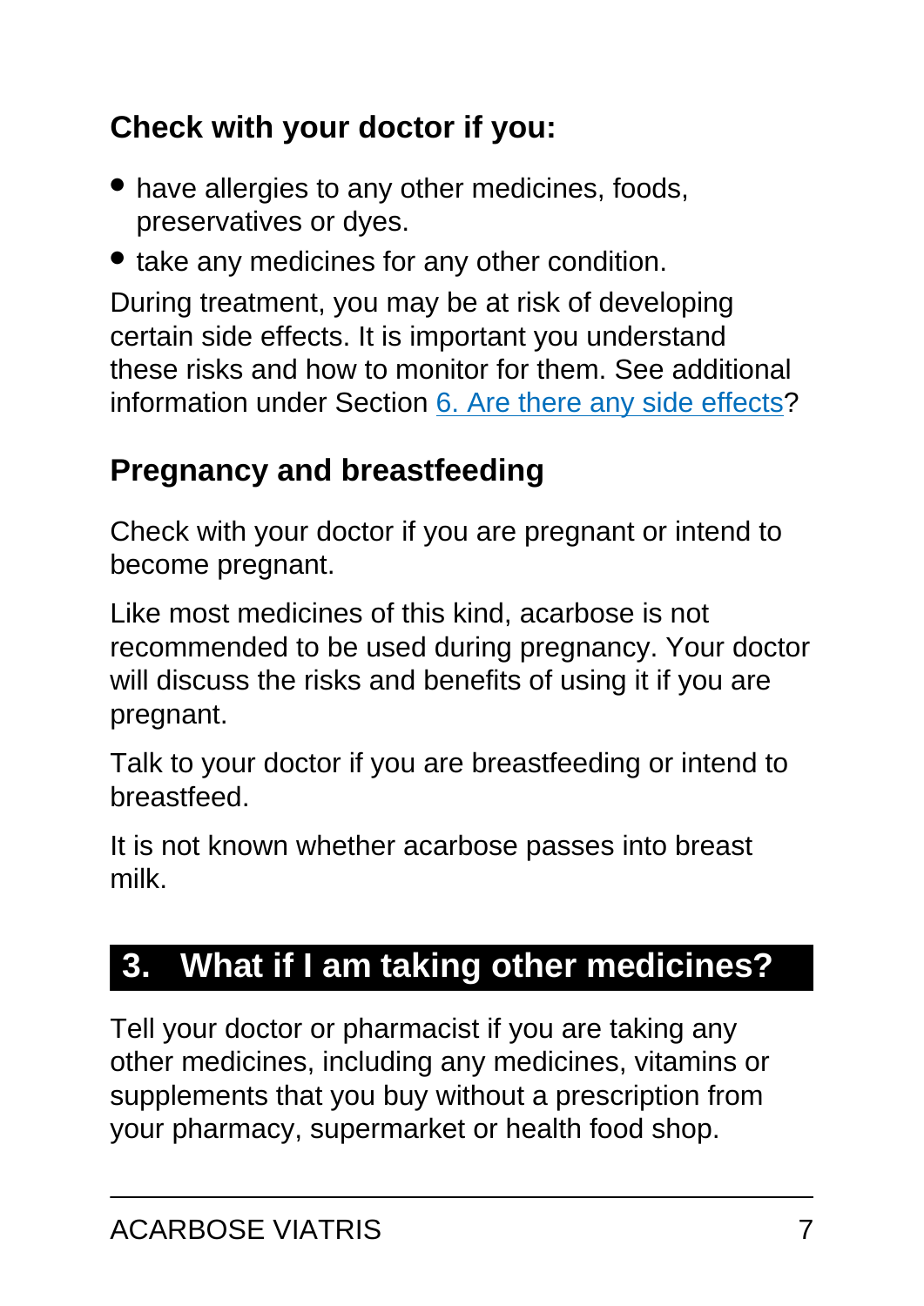### Check with your doctor if you:

- have allergies to any other medicines, foods, preservatives or dyes.
- take any medicines for any other condition.

During treatment, you may be at risk of developing certain side effects. It is important you understand these risks and how to monitor for them. See additional information under Section 6. Are there any side effects?

### Pregnancy and breastfeeding

Check with your doctor if you are pregnant or intend to become pregnant.

Like most medicines of this kind, acarbose is not recommended to be used during pregnancy. Your doctor will discuss the risks and benefits of using it if you are pregnant.

Talk to your doctor if you are breastfeeding or intend to breastfeed.

It is not known whether acarbose passes into breast milk.

## 3. What if I am taking other medicines?

Tell your doctor or pharmacist if you are taking any other medicines, including any medicines, vitamins or supplements that you buy without a prescription from your pharmacy, supermarket or health food shop.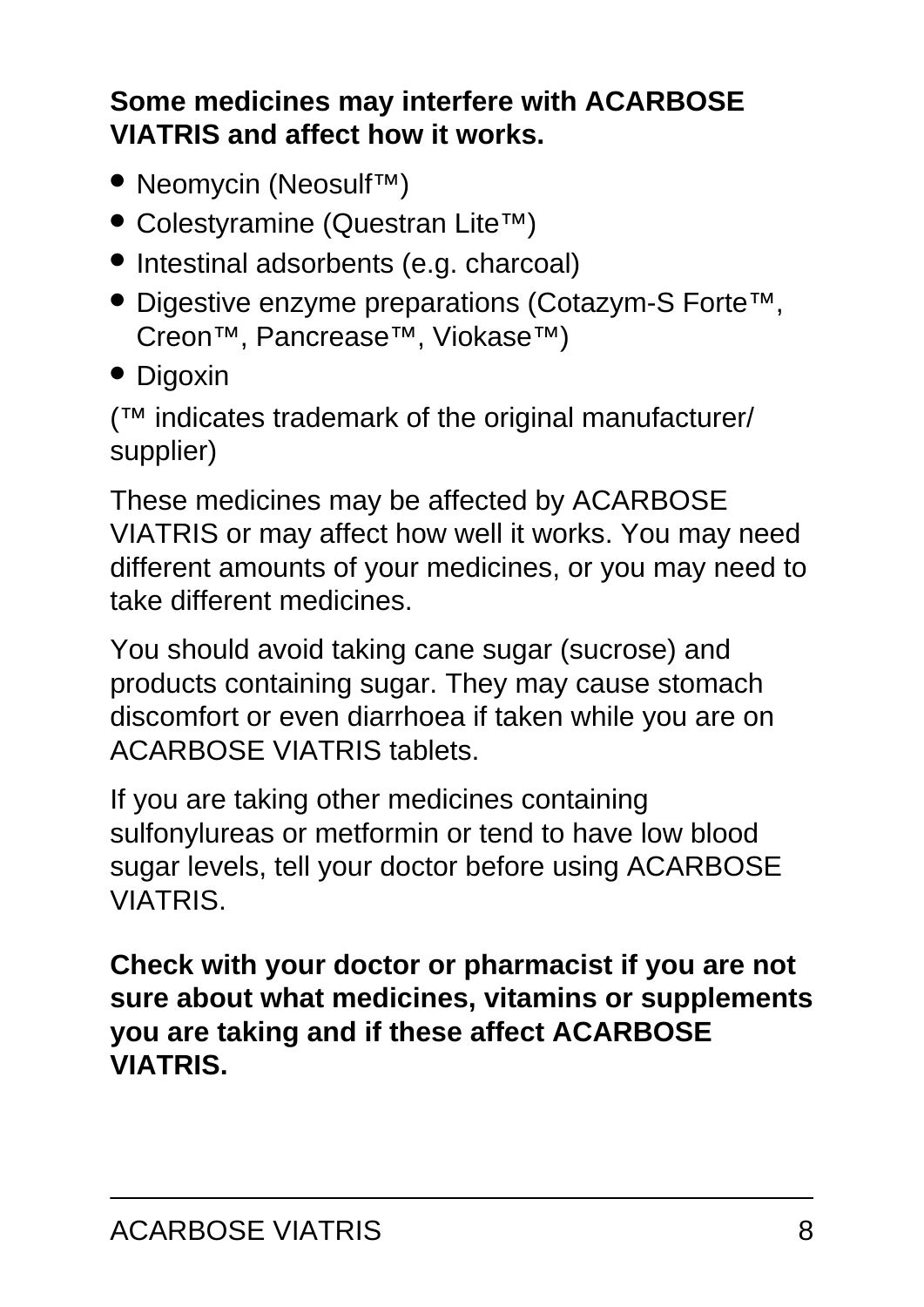**Some medicines may interfere with ACARBOSE VIATRIS and affect how it works.**

- Neomycin (Neosulf™)
- Colestyramine (Questran Lite™)
- Intestinal adsorbents (e.g. charcoal)
- Digestive enzyme preparations (Cotazym-S Forte™, Creon™, Pancrease™, Viokase™)
- Digoxin

(™ indicates trademark of the original manufacturer/ supplier)

These medicines may be affected by ACARBOSE VIATRIS or may affect how well it works. You may need different amounts of your medicines, or you may need to take different medicines.

You should avoid taking cane sugar (sucrose) and products containing sugar. They may cause stomach discomfort or even diarrhoea if taken while you are on ACARBOSE VIATRIS tablets.

If you are taking other medicines containing sulfonylureas or metformin or tend to have low blood sugar levels, tell your doctor before using ACARBOSE VIATRIS.

**Check with your doctor or pharmacist if you are not sure about what medicines, vitamins or supplements you are taking and if these affect ACARBOSE VIATRIS.**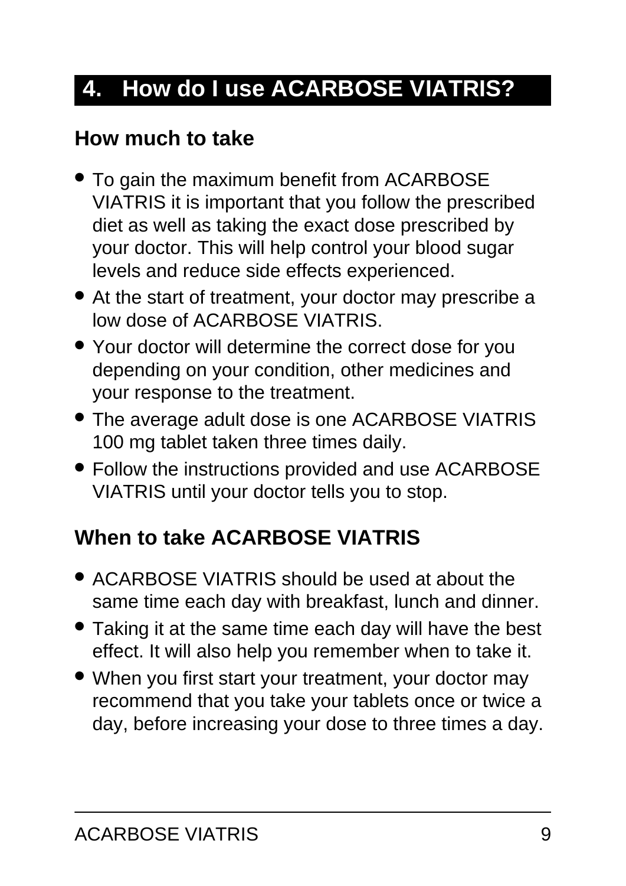## 4. How do I use ACARBOSE VIATRIS?

### How much to take

- To gain the maximum benefit from ACARBOSE VIATRIS it is important that you follow the prescribed diet as well as taking the exact dose prescribed by your doctor. This will help control your blood sugar levels and reduce side effects experienced.
- At the start of treatment, your doctor may prescribe a low dose of ACARBOSE VIATRIS.
- Your doctor will determine the correct dose for you depending on your condition, other medicines and your response to the treatment.
- The average adult dose is one ACARBOSE VIATRIS 100 mg tablet taken three times daily.
- Follow the instructions provided and use ACARBOSE VIATRIS until your doctor tells you to stop.

### When to take ACARBOSE VIATRIS

- ACARBOSE VIATRIS should be used at about the same time each day with breakfast, lunch and dinner.
- Taking it at the same time each day will have the best effect. It will also help you remember when to take it.
- When you first start your treatment, your doctor may recommend that you take your tablets once or twice a day, before increasing your dose to three times a day.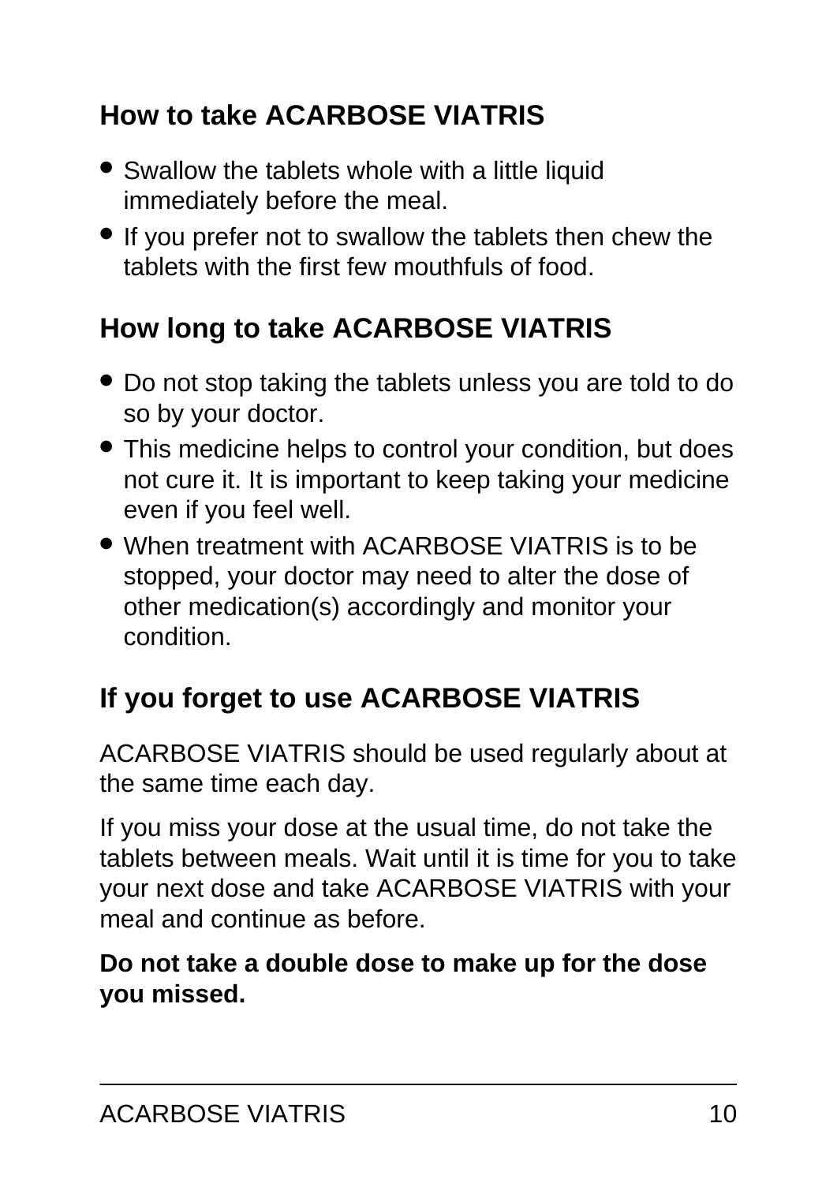### How to take ACARBOSE VIATRIS

- Swallow the tablets whole with a little liquid immediately before the meal.
- If you prefer not to swallow the tablets then chew the tablets with the first few mouthfuls of food.

### How long to take ACARBOSE VIATRIS

- Do not stop taking the tablets unless you are told to do so by your doctor.
- This medicine helps to control your condition, but does not cure it. It is important to keep taking your medicine even if you feel well.
- When treatment with ACARBOSE VIATRIS is to be stopped, your doctor may need to alter the dose of other medication(s) accordingly and monitor your condition.

### If you forget to use ACARBOSE VIATRIS

ACARBOSE VIATRIS should be used regularly about at the same time each day.

If you miss your dose at the usual time, do not take the tablets between meals. Wait until it is time for you to take your next dose and take ACARBOSE VIATRIS with your meal and continue as before.

**Do not take a double dose to make up for the dose you missed.**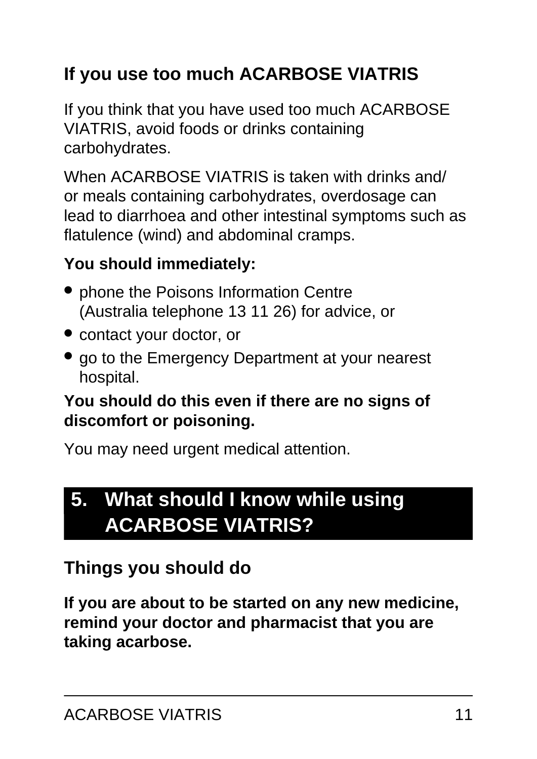### If you use too much ACARBOSE VIATRIS

If you think that you have used too much ACARBOSE VIATRIS, avoid foods or drinks containing carbohydrates.

When ACARBOSE VIATRIS is taken with drinks and/or meals containing carbohydrates, overdosage can lead to diarrhoea and other intestinal symptoms such as flatulence (wind) and abdominal cramps.

**You should immediately:**

- phone the Poisons Information Centre (Australia telephone 13 11 26) for advice, or
- contact your doctor, or
- go to the Emergency Department at your nearest hospital.

**You should do this even if there are no signs of discomfort or poisoning.**

You may need urgent medical attention.

## 5. What should I know while using ACARBOSE VIATRIS?

### Things you should do

**If you are about to be started on any new medicine, remind your doctor and pharmacist that you are taking acarbose.**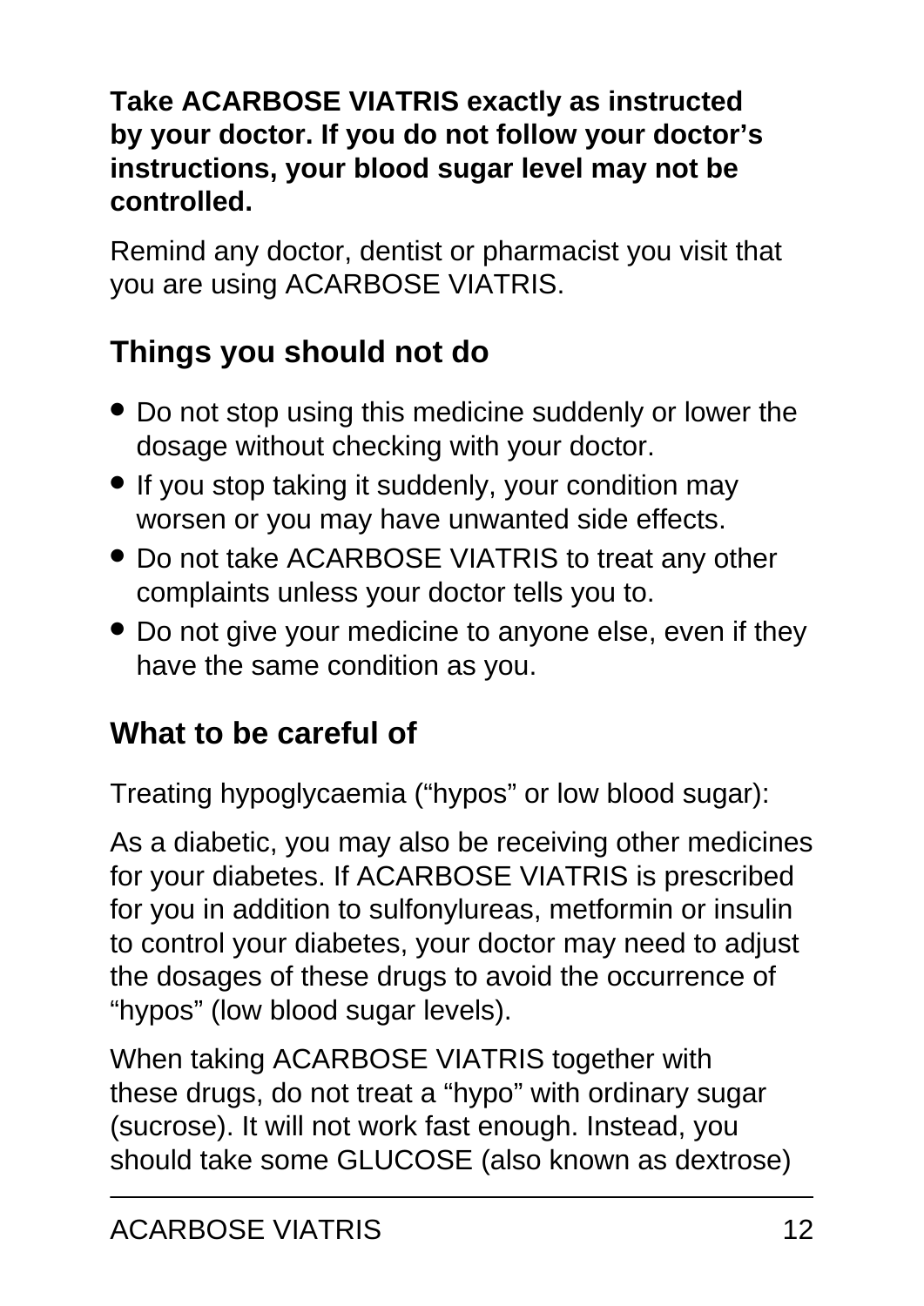**Take ACARBOSE VIATRIS exactly as instructed by your doctor. If you do not follow your doctor's instructions, your blood sugar level may not be controlled.**

Remind any doctor, dentist or pharmacist you visit that you are using ACARBOSE VIATRIS.

## Things you should not do

- Do not stop using this medicine suddenly or lower the dosage without checking with your doctor.
- If you stop taking it suddenly, your condition may worsen or you may have unwanted side effects.
- Do not take ACARBOSE VIATRIS to treat any other complaints unless your doctor tells you to.
- Do not give your medicine to anyone else, even if they have the same condition as you.

## What to be careful of

Treating hypoglycaemia ("hypos" or low blood sugar):

As a diabetic, you may also be receiving other medicines for your diabetes. If ACARBOSE VIATRIS is prescribed for you in addition to sulfonylureas, metformin or insulin to control your diabetes, your doctor may need to adjust the dosages of these drugs to avoid the occurrence of "hypos" (low blood sugar levels).

When taking ACARBOSE VIATRIS together with these drugs, do not treat a "hypo" with ordinary sugar (sucrose). It will not work fast enough. Instead, you should take some GLUCOSE (also known as dextrose)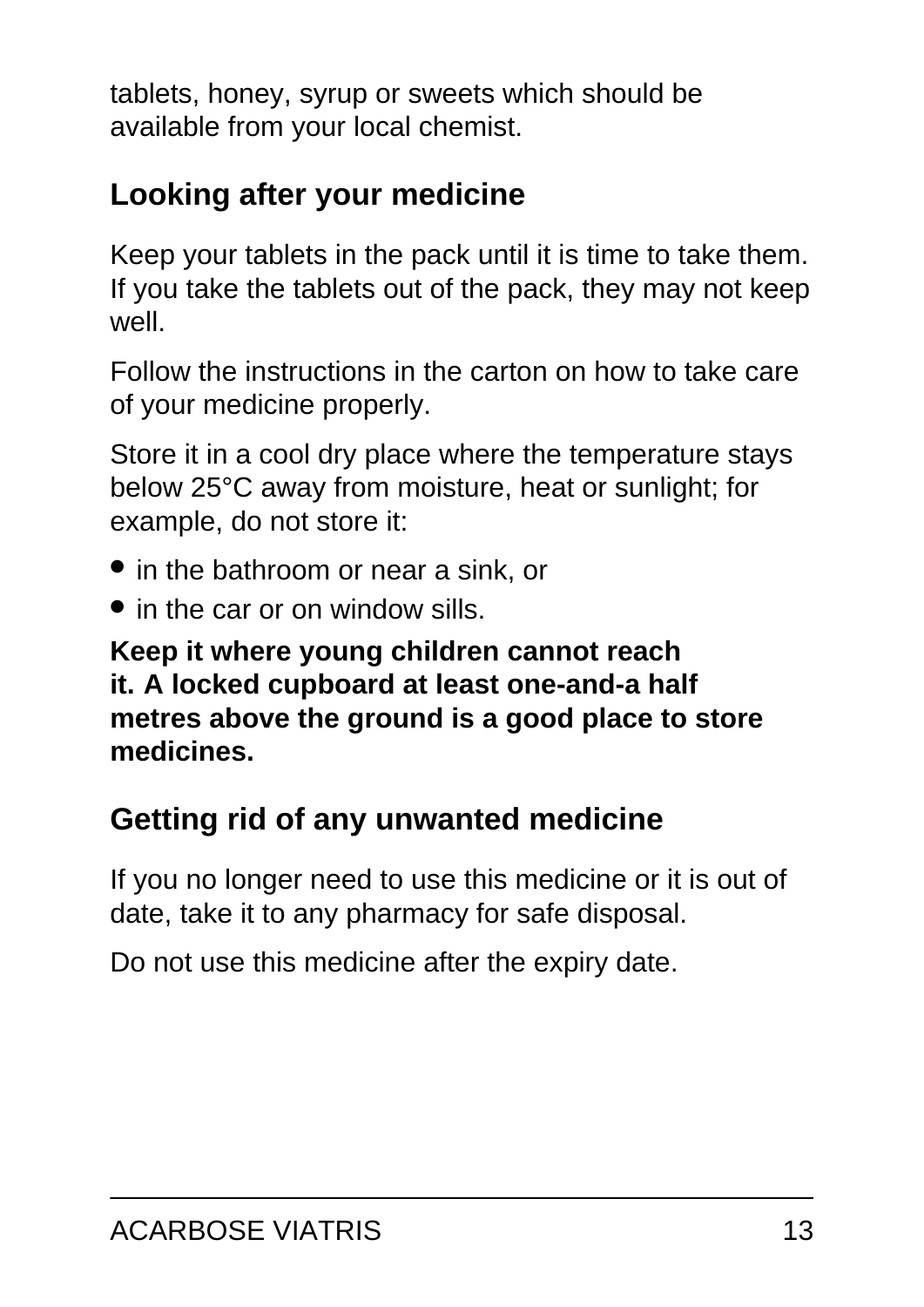tablets, honey, syrup or sweets which should be available from your local chemist.

## Looking after your medicine

Keep your tablets in the pack until it is time to take them. If you take the tablets out of the pack, they may not keep well.

Follow the instructions in the carton on how to take care of your medicine properly.

Store it in a cool dry place where the temperature stays below 25°C away from moisture, heat or sunlight; for example, do not store it:

- in the bathroom or near a sink, or
- in the car or on window sills.

**Keep it where young children cannot reach it. A locked cupboard at least one-and-a half metres above the ground is a good place to store medicines.**

## Getting rid of any unwanted medicine

If you no longer need to use this medicine or it is out of date, take it to any pharmacy for safe disposal.

Do not use this medicine after the expiry date.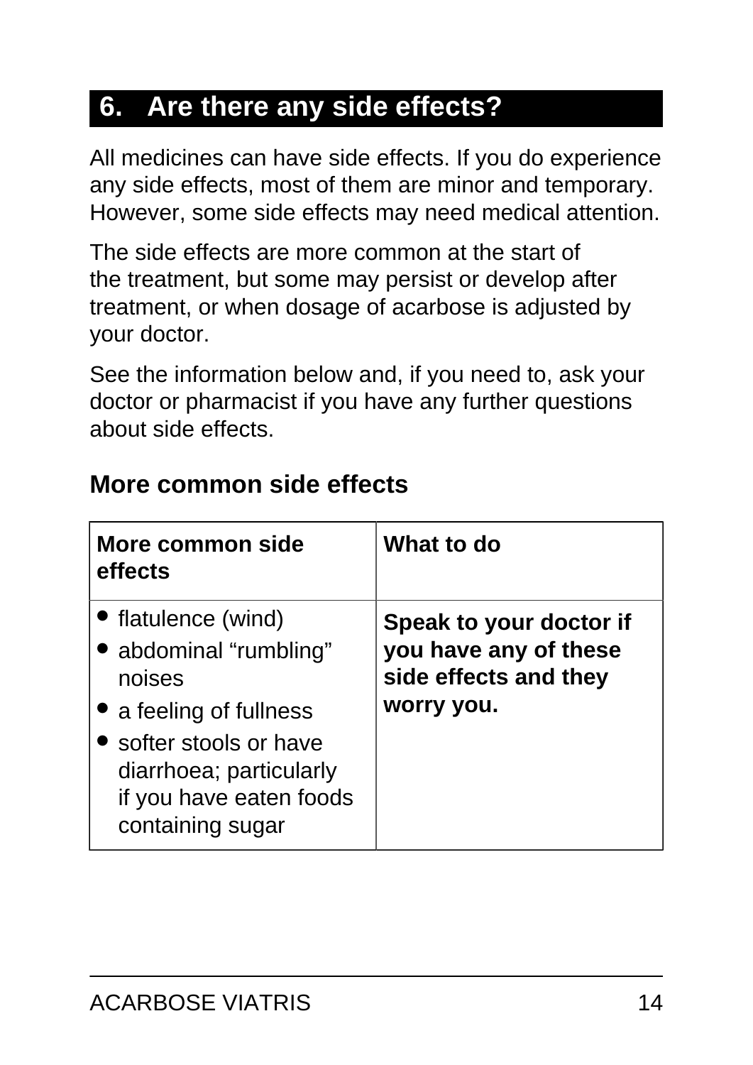## 6. Are there any side effects?

All medicines can have side effects. If you do experience any side effects, most of them are minor and temporary. However, some side effects may need medical attention.

The side effects are more common at the start of the treatment, but some may persist or develop after treatment, or when dosage of acarbose is adjusted by your doctor.

See the information below and, if you need to, ask your doctor or pharmacist if you have any further questions about side effects.

### More common side effects

| More common side effects | What to do |
| --- | --- |
| • flatulence (wind)<br>• abdominal “rumbling” noises<br>• a feeling of fullness<br>• softer stools or have diarrhoea; particularly if you have eaten foods containing sugar | **Speak to your doctor if you have any of these side effects and they worry you.** |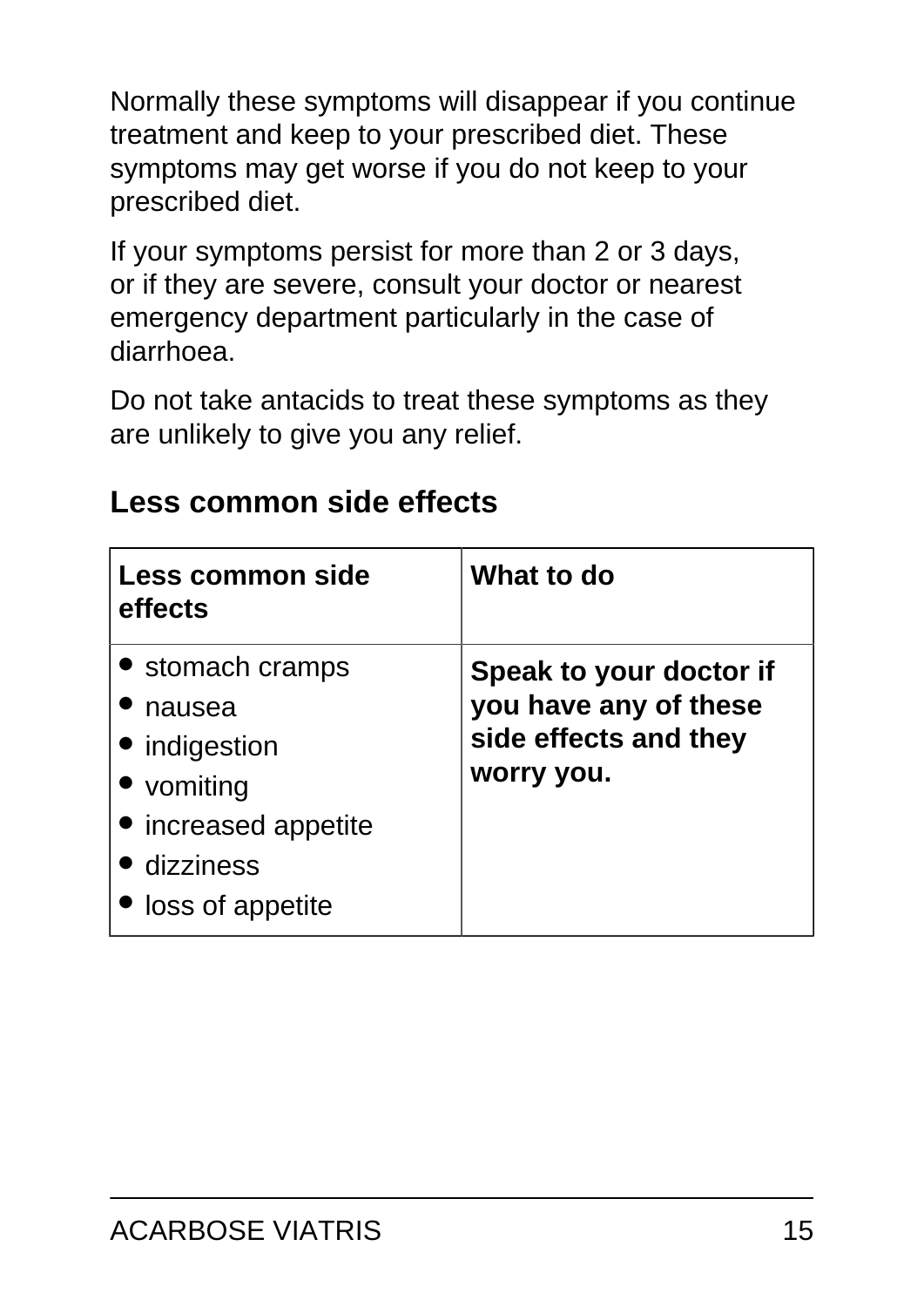Normally these symptoms will disappear if you continue treatment and keep to your prescribed diet. These symptoms may get worse if you do not keep to your prescribed diet.

If your symptoms persist for more than 2 or 3 days, or if they are severe, consult your doctor or nearest emergency department particularly in the case of diarrhoea.

Do not take antacids to treat these symptoms as they are unlikely to give you any relief.

### Less common side effects

| Less common side effects | What to do |
| --- | --- |
| • stomach cramps<br>• nausea<br>• indigestion<br>• vomiting<br>• increased appetite<br>• dizziness<br>• loss of appetite | **Speak to your doctor if you have any of these side effects and they worry you.** |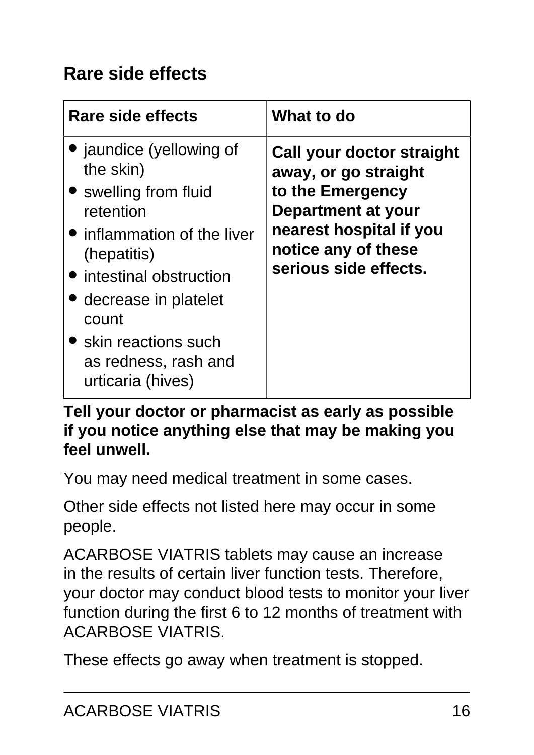### Rare side effects

| Rare side effects | What to do |
| --- | --- |
| • jaundice (yellowing of the skin)<br>• swelling from fluid retention<br>• inflammation of the liver (hepatitis)<br>• intestinal obstruction<br>• decrease in platelet count<br>• skin reactions such as redness, rash and urticaria (hives) | **Call your doctor straight away, or go straight to the Emergency Department at your nearest hospital if you notice any of these serious side effects.** |

**Tell your doctor or pharmacist as early as possible if you notice anything else that may be making you feel unwell.**

You may need medical treatment in some cases.

Other side effects not listed here may occur in some people.

ACARBOSE VIATRIS tablets may cause an increase in the results of certain liver function tests. Therefore, your doctor may conduct blood tests to monitor your liver function during the first 6 to 12 months of treatment with ACARBOSE VIATRIS.

These effects go away when treatment is stopped.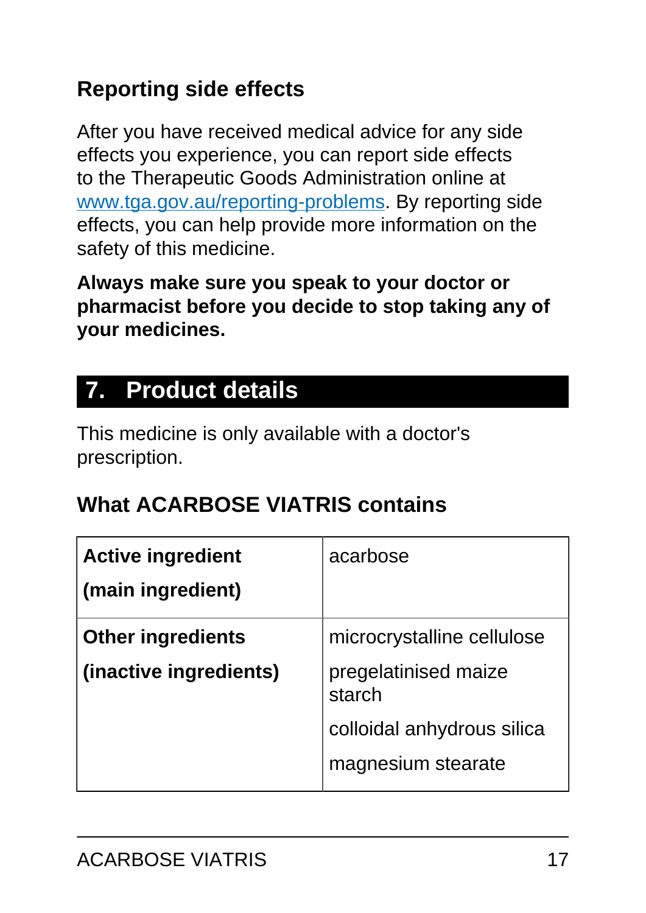### Reporting side effects

After you have received medical advice for any side effects you experience, you can report side effects to the Therapeutic Goods Administration online at www.tga.gov.au/reporting-problems. By reporting side effects, you can help provide more information on the safety of this medicine.

**Always make sure you speak to your doctor or pharmacist before you decide to stop taking any of your medicines.**

## 7. Product details

This medicine is only available with a doctor's prescription.

### What ACARBOSE VIATRIS contains

| | |
|---|---|
| **Active ingredient (main ingredient)** | acarbose |
| **Other ingredients (inactive ingredients)** | microcrystalline cellulose<br>pregelatinised maize starch<br>colloidal anhydrous silica<br>magnesium stearate |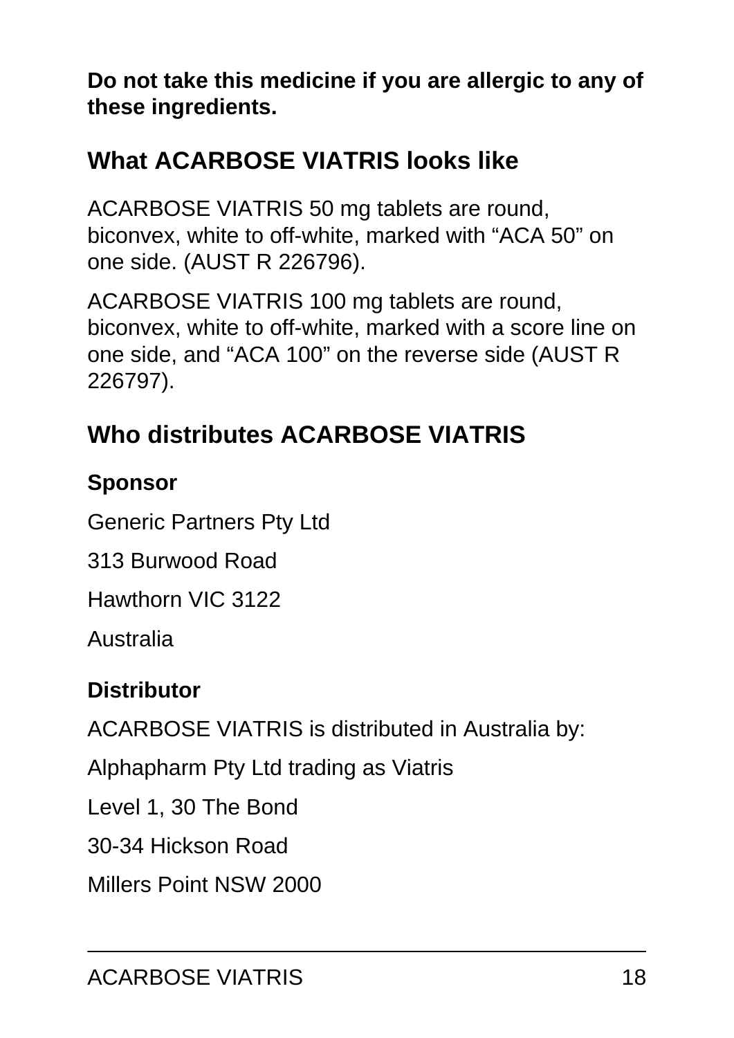**Do not take this medicine if you are allergic to any of these ingredients.**

## What ACARBOSE VIATRIS looks like

ACARBOSE VIATRIS 50 mg tablets are round, biconvex, white to off-white, marked with “ACA 50” on one side. (AUST R 226796).

ACARBOSE VIATRIS 100 mg tablets are round, biconvex, white to off-white, marked with a score line on one side, and “ACA 100” on the reverse side (AUST R 226797).

## Who distributes ACARBOSE VIATRIS

### Sponsor

Generic Partners Pty Ltd

313 Burwood Road

Hawthorn VIC 3122

Australia

### Distributor

ACARBOSE VIATRIS is distributed in Australia by:

Alphapharm Pty Ltd trading as Viatris

Level 1, 30 The Bond

30-34 Hickson Road

Millers Point NSW 2000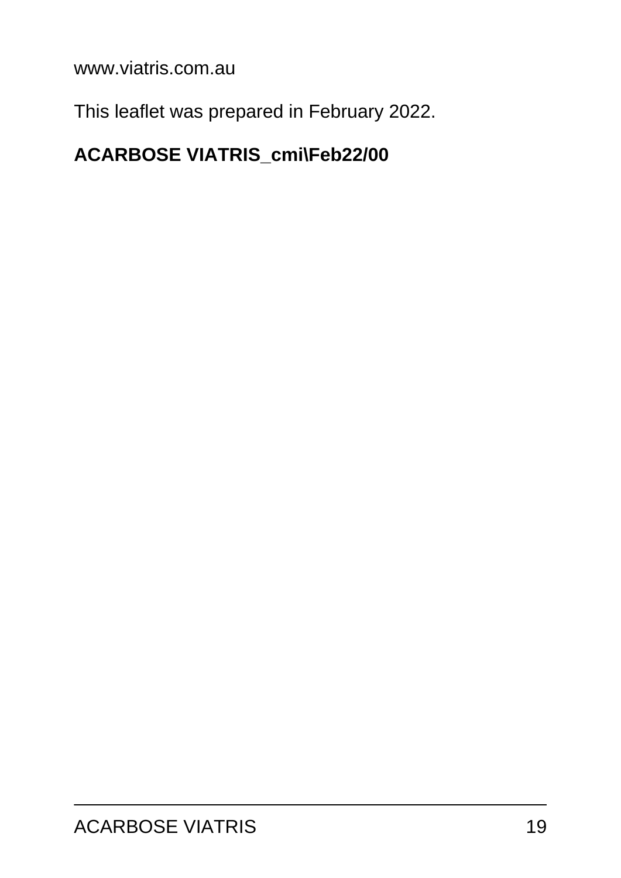www.viatris.com.au

This leaflet was prepared in February 2022.

**ACARBOSE VIATRIS_cmi\Feb22/00**